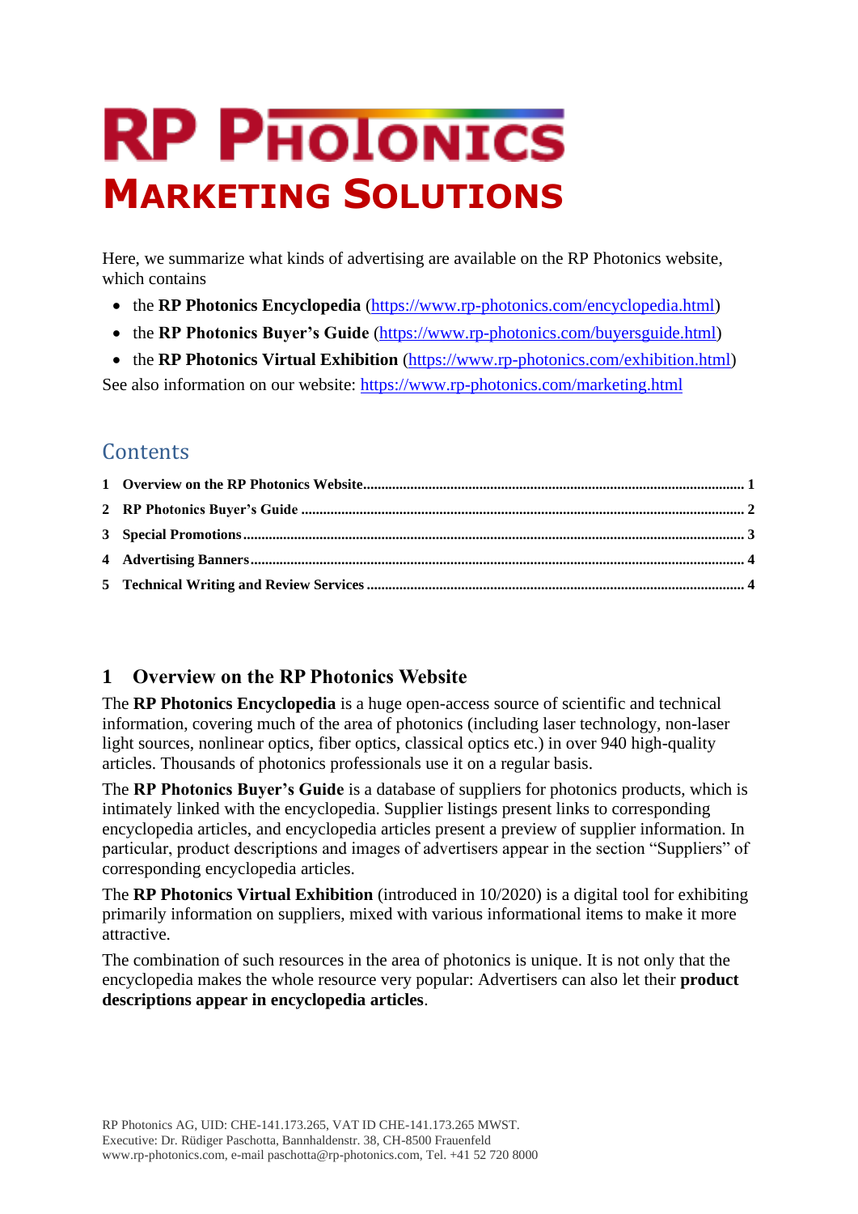# RP Photonics
# Marketing Solutions

Here, we summarize what kinds of advertising are available on the RP Photonics website, which contains

- the **RP Photonics Encyclopedia** (https://www.rp-photonics.com/encyclopedia.html)
- the **RP Photonics Buyer's Guide** (https://www.rp-photonics.com/buyersguide.html)
- the **RP Photonics Virtual Exhibition** (https://www.rp-photonics.com/exhibition.html)

See also information on our website: https://www.rp-photonics.com/marketing.html

## Contents

1 Overview on the RP Photonics Website ... 1
2 RP Photonics Buyer's Guide ... 2
3 Special Promotions ... 3
4 Advertising Banners ... 4
5 Technical Writing and Review Services ... 4

## 1 Overview on the RP Photonics Website

The **RP Photonics Encyclopedia** is a huge open-access source of scientific and technical information, covering much of the area of photonics (including laser technology, non-laser light sources, nonlinear optics, fiber optics, classical optics etc.) in over 940 high-quality articles. Thousands of photonics professionals use it on a regular basis.

The **RP Photonics Buyer's Guide** is a database of suppliers for photonics products, which is intimately linked with the encyclopedia. Supplier listings present links to corresponding encyclopedia articles, and encyclopedia articles present a preview of supplier information. In particular, product descriptions and images of advertisers appear in the section "Suppliers" of corresponding encyclopedia articles.

The **RP Photonics Virtual Exhibition** (introduced in 10/2020) is a digital tool for exhibiting primarily information on suppliers, mixed with various informational items to make it more attractive.

The combination of such resources in the area of photonics is unique. It is not only that the encyclopedia makes the whole resource very popular: Advertisers can also let their **product descriptions appear in encyclopedia articles**.

RP Photonics AG, UID: CHE-141.173.265, VAT ID CHE-141.173.265 MWST.
Executive: Dr. Rüdiger Paschotta, Bannhaldenstr. 38, CH-8500 Frauenfeld
www.rp-photonics.com, e-mail paschotta@rp-photonics.com, Tel. +41 52 720 8000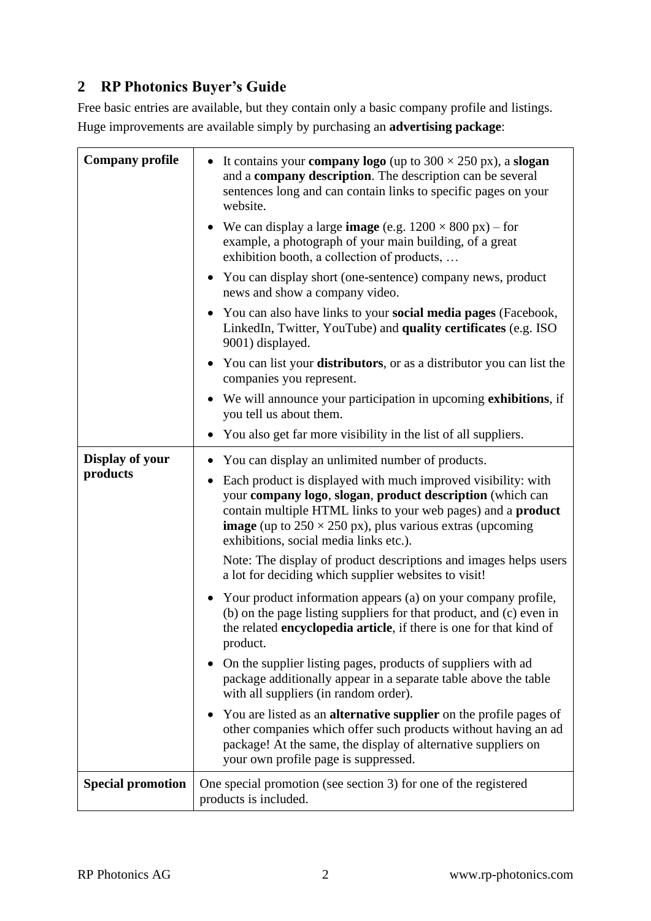## 2 RP Photonics Buyer's Guide

Free basic entries are available, but they contain only a basic company profile and listings.
Huge improvements are available simply by purchasing an **advertising package**:

| | |
|---|---|
| **Company profile** | • It contains your **company logo** (up to 300 × 250 px), a **slogan** and a **company description**. The description can be several sentences long and can contain links to specific pages on your website.<br>• We can display a large **image** (e.g. 1200 × 800 px) – for example, a photograph of your main building, of a great exhibition booth, a collection of products, …<br>• You can display short (one-sentence) company news, product news and show a company video.<br>• You can also have links to your **social media pages** (Facebook, LinkedIn, Twitter, YouTube) and **quality certificates** (e.g. ISO 9001) displayed.<br>• You can list your **distributors**, or as a distributor you can list the companies you represent.<br>• We will announce your participation in upcoming **exhibitions**, if you tell us about them.<br>• You also get far more visibility in the list of all suppliers. |
| **Display of your products** | • You can display an unlimited number of products.<br>• Each product is displayed with much improved visibility: with your **company logo**, **slogan**, **product description** (which can contain multiple HTML links to your web pages) and a **product image** (up to 250 × 250 px), plus various extras (upcoming exhibitions, social media links etc.).<br>Note: The display of product descriptions and images helps users a lot for deciding which supplier websites to visit!<br>• Your product information appears (a) on your company profile, (b) on the page listing suppliers for that product, and (c) even in the related **encyclopedia article**, if there is one for that kind of product.<br>• On the supplier listing pages, products of suppliers with ad package additionally appear in a separate table above the table with all suppliers (in random order).<br>• You are listed as an **alternative supplier** on the profile pages of other companies which offer such products without having an ad package! At the same, the display of alternative suppliers on your own profile page is suppressed. |
| **Special promotion** | One special promotion (see section 3) for one of the registered products is included. |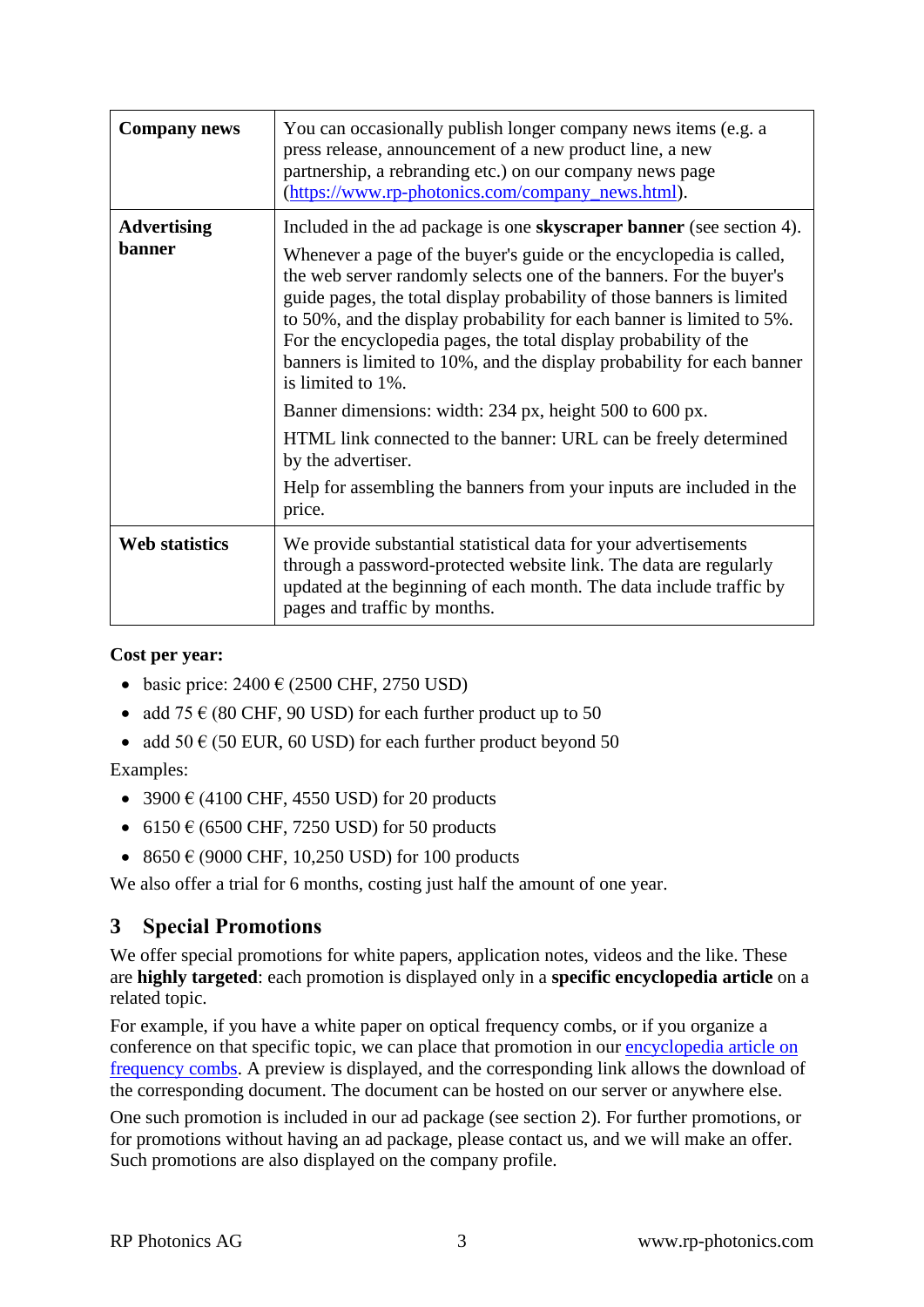| | |
|---|---|
| **Company news** | You can occasionally publish longer company news items (e.g. a press release, announcement of a new product line, a new partnership, a rebranding etc.) on our company news page ([https://www.rp-photonics.com/company_news.html](https://www.rp-photonics.com/company_news.html)). |
| **Advertising banner** | Included in the ad package is one **skyscraper banner** (see section 4).<br><br>Whenever a page of the buyer's guide or the encyclopedia is called, the web server randomly selects one of the banners. For the buyer's guide pages, the total display probability of those banners is limited to 50%, and the display probability for each banner is limited to 5%. For the encyclopedia pages, the total display probability of the banners is limited to 10%, and the display probability for each banner is limited to 1%.<br><br>Banner dimensions: width: 234 px, height 500 to 600 px.<br><br>HTML link connected to the banner: URL can be freely determined by the advertiser.<br><br>Help for assembling the banners from your inputs are included in the price. |
| **Web statistics** | We provide substantial statistical data for your advertisements through a password-protected website link. The data are regularly updated at the beginning of each month. The data include traffic by pages and traffic by months. |

**Cost per year:**

- basic price: 2400 € (2500 CHF, 2750 USD)
- add 75 € (80 CHF, 90 USD) for each further product up to 50
- add 50 € (50 EUR, 60 USD) for each further product beyond 50

Examples:

- 3900 € (4100 CHF, 4550 USD) for 20 products
- 6150 € (6500 CHF, 7250 USD) for 50 products
- 8650 € (9000 CHF, 10,250 USD) for 100 products

We also offer a trial for 6 months, costing just half the amount of one year.

## 3 Special Promotions

We offer special promotions for white papers, application notes, videos and the like. These are **highly targeted**: each promotion is displayed only in a **specific encyclopedia article** on a related topic.

For example, if you have a white paper on optical frequency combs, or if you organize a conference on that specific topic, we can place that promotion in our encyclopedia article on frequency combs. A preview is displayed, and the corresponding link allows the download of the corresponding document. The document can be hosted on our server or anywhere else.

One such promotion is included in our ad package (see section 2). For further promotions, or for promotions without having an ad package, please contact us, and we will make an offer. Such promotions are also displayed on the company profile.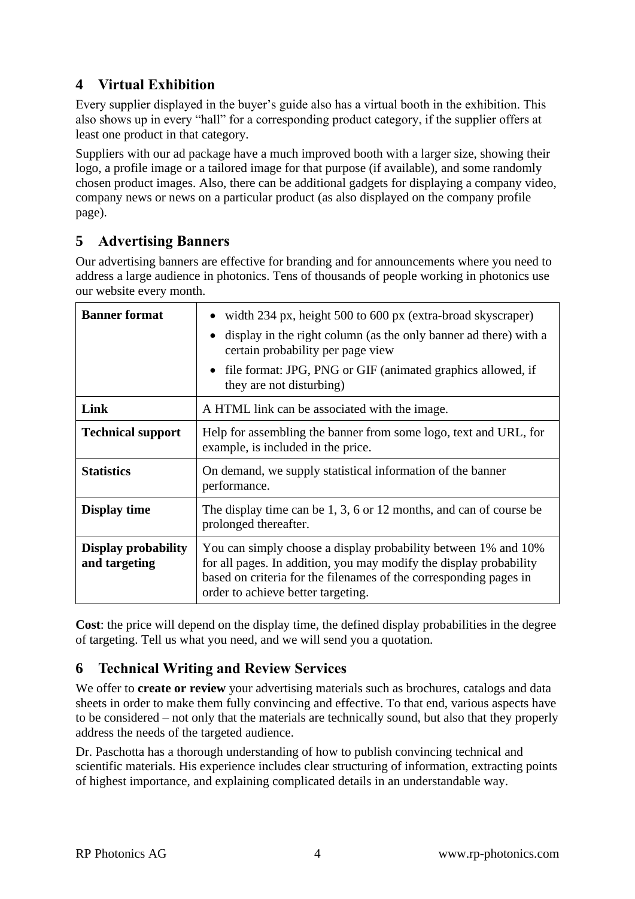## 4 Virtual Exhibition

Every supplier displayed in the buyer's guide also has a virtual booth in the exhibition. This also shows up in every "hall" for a corresponding product category, if the supplier offers at least one product in that category.

Suppliers with our ad package have a much improved booth with a larger size, showing their logo, a profile image or a tailored image for that purpose (if available), and some randomly chosen product images. Also, there can be additional gadgets for displaying a company video, company news or news on a particular product (as also displayed on the company profile page).

## 5 Advertising Banners

Our advertising banners are effective for branding and for announcements where you need to address a large audience in photonics. Tens of thousands of people working in photonics use our website every month.

| | |
|---|---|
| **Banner format** | • width 234 px, height 500 to 600 px (extra-broad skyscraper)<br>• display in the right column (as the only banner ad there) with a certain probability per page view<br>• file format: JPG, PNG or GIF (animated graphics allowed, if they are not disturbing) |
| **Link** | A HTML link can be associated with the image. |
| **Technical support** | Help for assembling the banner from some logo, text and URL, for example, is included in the price. |
| **Statistics** | On demand, we supply statistical information of the banner performance. |
| **Display time** | The display time can be 1, 3, 6 or 12 months, and can of course be prolonged thereafter. |
| **Display probability and targeting** | You can simply choose a display probability between 1% and 10% for all pages. In addition, you may modify the display probability based on criteria for the filenames of the corresponding pages in order to achieve better targeting. |

**Cost**: the price will depend on the display time, the defined display probabilities in the degree of targeting. Tell us what you need, and we will send you a quotation.

## 6 Technical Writing and Review Services

We offer to **create or review** your advertising materials such as brochures, catalogs and data sheets in order to make them fully convincing and effective. To that end, various aspects have to be considered – not only that the materials are technically sound, but also that they properly address the needs of the targeted audience.

Dr. Paschotta has a thorough understanding of how to publish convincing technical and scientific materials. His experience includes clear structuring of information, extracting points of highest importance, and explaining complicated details in an understandable way.